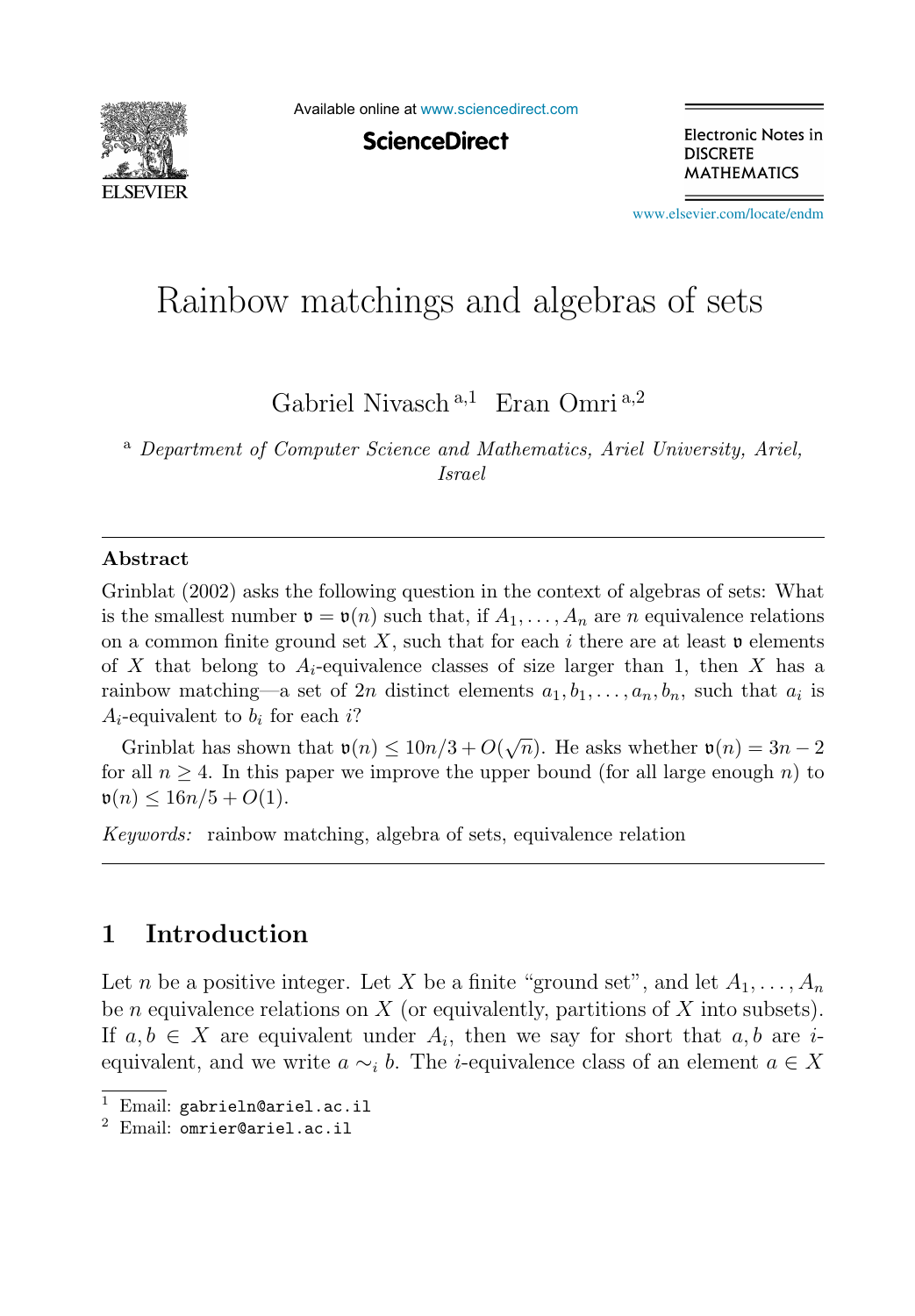# Rainbow matchings and algebras of sets

Gabriel Nivasch [a,1] Eran Omri [a,2]

[a] *Department of Computer Science and Mathematics, Ariel University, Ariel, Israel*

---

## Abstract

Grinblat (2002) asks the following question in the context of algebras of sets: What is the smallest number $\mathfrak{v} = \mathfrak{v}(n)$ such that, if $A_1, \ldots, A_n$ are $n$ equivalence relations on a common finite ground set $X$, such that for each $i$ there are at least $\mathfrak{v}$ elements of $X$ that belong to $A_i$-equivalence classes of size larger than 1, then $X$ has a rainbow matching—a set of $2n$ distinct elements $a_1, b_1, \ldots, a_n, b_n$, such that $a_i$ is $A_i$-equivalent to $b_i$ for each $i$?

Grinblat has shown that $\mathfrak{v}(n) \le 10n/3 + O(\sqrt{n})$. He asks whether $\mathfrak{v}(n) = 3n - 2$ for all $n \ge 4$. In this paper we improve the upper bound (for all large enough $n$) to $\mathfrak{v}(n) \le 16n/5 + O(1)$.

*Keywords:* rainbow matching, algebra of sets, equivalence relation

---

## 1 Introduction

Let $n$ be a positive integer. Let $X$ be a finite "ground set", and let $A_1, \ldots, A_n$ be $n$ equivalence relations on $X$ (or equivalently, partitions of $X$ into subsets). If $a, b \in X$ are equivalent under $A_i$, then we say for short that $a, b$ are $i$-equivalent, and we write $a \sim_i b$. The $i$-equivalence class of an element $a \in X$

---

[1] Email: `gabrieln@ariel.ac.il`

[2] Email: `omrier@ariel.ac.il`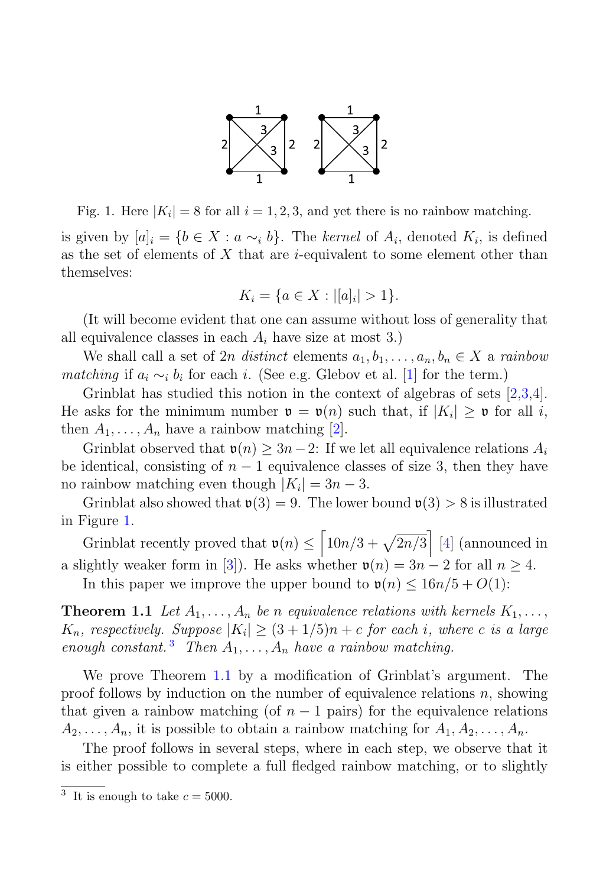Fig. 1. Here $|K_i| = 8$ for all $i = 1, 2, 3$, and yet there is no rainbow matching.

is given by $[a]_i = \{b \in X : a \sim_i b\}$. The *kernel* of $A_i$, denoted $K_i$, is defined as the set of elements of $X$ that are $i$-equivalent to some element other than themselves:

$$K_i = \{a \in X : |[a]_i| > 1\}.$$

(It will become evident that one can assume without loss of generality that all equivalence classes in each $A_i$ have size at most 3.)

We shall call a set of $2n$ *distinct* elements $a_1, b_1, \ldots, a_n, b_n \in X$ a *rainbow matching* if $a_i \sim_i b_i$ for each $i$. (See e.g. Glebov et al. [1] for the term.)

Grinblat has studied this notion in the context of algebras of sets [2,3,4]. He asks for the minimum number $\mathfrak{v} = \mathfrak{v}(n)$ such that, if $|K_i| \geq \mathfrak{v}$ for all $i$, then $A_1, \ldots, A_n$ have a rainbow matching [2].

Grinblat observed that $\mathfrak{v}(n) \geq 3n-2$: If we let all equivalence relations $A_i$ be identical, consisting of $n-1$ equivalence classes of size 3, then they have no rainbow matching even though $|K_i| = 3n-3$.

Grinblat also showed that $\mathfrak{v}(3) = 9$. The lower bound $\mathfrak{v}(3) > 8$ is illustrated in Figure 1.

Grinblat recently proved that $\mathfrak{v}(n) \leq \left\lceil 10n/3 + \sqrt{2n/3} \right\rceil$ [4] (announced in a slightly weaker form in [3]). He asks whether $\mathfrak{v}(n) = 3n-2$ for all $n \geq 4$.

In this paper we improve the upper bound to $\mathfrak{v}(n) \leq 16n/5 + O(1)$:

**Theorem 1.1** *Let $A_1, \ldots, A_n$ be $n$ equivalence relations with kernels $K_1, \ldots, K_n$, respectively. Suppose $|K_i| \geq (3 + 1/5)n + c$ for each $i$, where $c$ is a large enough constant.* [3] *Then $A_1, \ldots, A_n$ have a rainbow matching.*

We prove Theorem 1.1 by a modification of Grinblat's argument. The proof follows by induction on the number of equivalence relations $n$, showing that given a rainbow matching (of $n-1$ pairs) for the equivalence relations $A_2, \ldots, A_n$, it is possible to obtain a rainbow matching for $A_1, A_2, \ldots, A_n$.

The proof follows in several steps, where in each step, we observe that it is either possible to complete a full fledged rainbow matching, or to slightly

[3] It is enough to take $c = 5000$.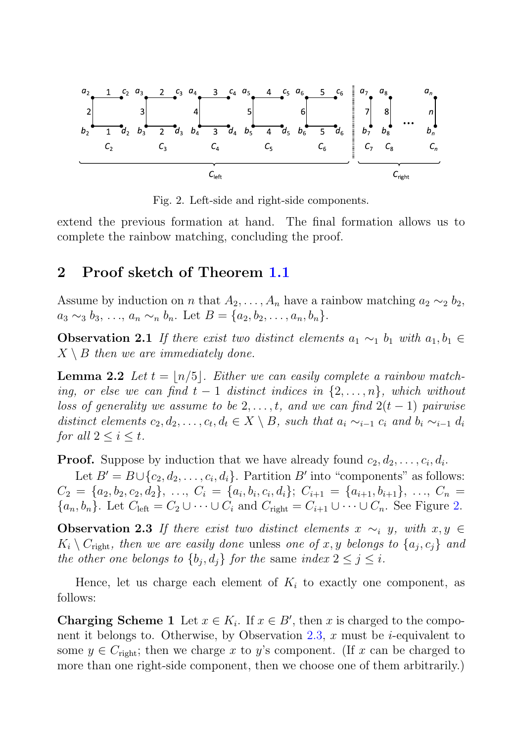a2 1 c2 a3 2 c3 a4 3 c4 a5 4 c5 a6 5 c6 a7 a8 an

2 3 4 5 6 7 8 n

b2 1 d2 b3 2 d3 b4 3 d4 b5 4 d5 b6 5 d6 b7 b8 bn

C2 C3 C4 C5 C6 C7 C8 Cn

Cleft Cright

Fig. 2. Left-side and right-side components.

extend the previous formation at hand. The final formation allows us to complete the rainbow matching, concluding the proof.

## 2 Proof sketch of Theorem 1.1

Assume by induction on $n$ that $A_2, \ldots, A_n$ have a rainbow matching $a_2 \sim_2 b_2$, $a_3 \sim_3 b_3$, $\ldots$, $a_n \sim_n b_n$. Let $B = \{a_2, b_2, \ldots, a_n, b_n\}$.

**Observation 2.1** *If there exist two distinct elements $a_1 \sim_1 b_1$ with $a_1, b_1 \in X \setminus B$ then we are immediately done.*

**Lemma 2.2** *Let $t = \lfloor n/5 \rfloor$. Either we can easily complete a rainbow matching, or else we can find $t-1$ distinct indices in $\{2, \ldots, n\}$, which without loss of generality we assume to be $2, \ldots, t$, and we can find $2(t-1)$ pairwise distinct elements $c_2, d_2, \ldots, c_t, d_t \in X \setminus B$, such that $a_i \sim_{i-1} c_i$ and $b_i \sim_{i-1} d_i$ for all $2 \leq i \leq t$.*

**Proof.** Suppose by induction that we have already found $c_2, d_2, \ldots, c_i, d_i$.

Let $B' = B \cup \{c_2, d_2, \ldots, c_i, d_i\}$. Partition $B'$ into "components" as follows: $C_2 = \{a_2, b_2, c_2, d_2\}$, $\ldots$, $C_i = \{a_i, b_i, c_i, d_i\}$; $C_{i+1} = \{a_{i+1}, b_{i+1}\}$, $\ldots$, $C_n = \{a_n, b_n\}$. Let $C_{\text{left}} = C_2 \cup \cdots \cup C_i$ and $C_{\text{right}} = C_{i+1} \cup \cdots \cup C_n$. See Figure 2.

**Observation 2.3** *If there exist two distinct elements $x \sim_i y$, with $x, y \in K_i \setminus C_{\text{right}}$, then we are easily done* unless *one of $x, y$ belongs to $\{a_j, c_j\}$ and the other one belongs to $\{b_j, d_j\}$ for the* same *index $2 \leq j \leq i$.*

Hence, let us charge each element of $K_i$ to exactly one component, as follows:

**Charging Scheme 1** Let $x \in K_i$. If $x \in B'$, then $x$ is charged to the component it belongs to. Otherwise, by Observation 2.3, $x$ must be $i$-equivalent to some $y \in C_{\text{right}}$; then we charge $x$ to $y$'s component. (If $x$ can be charged to more than one right-side component, then we choose one of them arbitrarily.)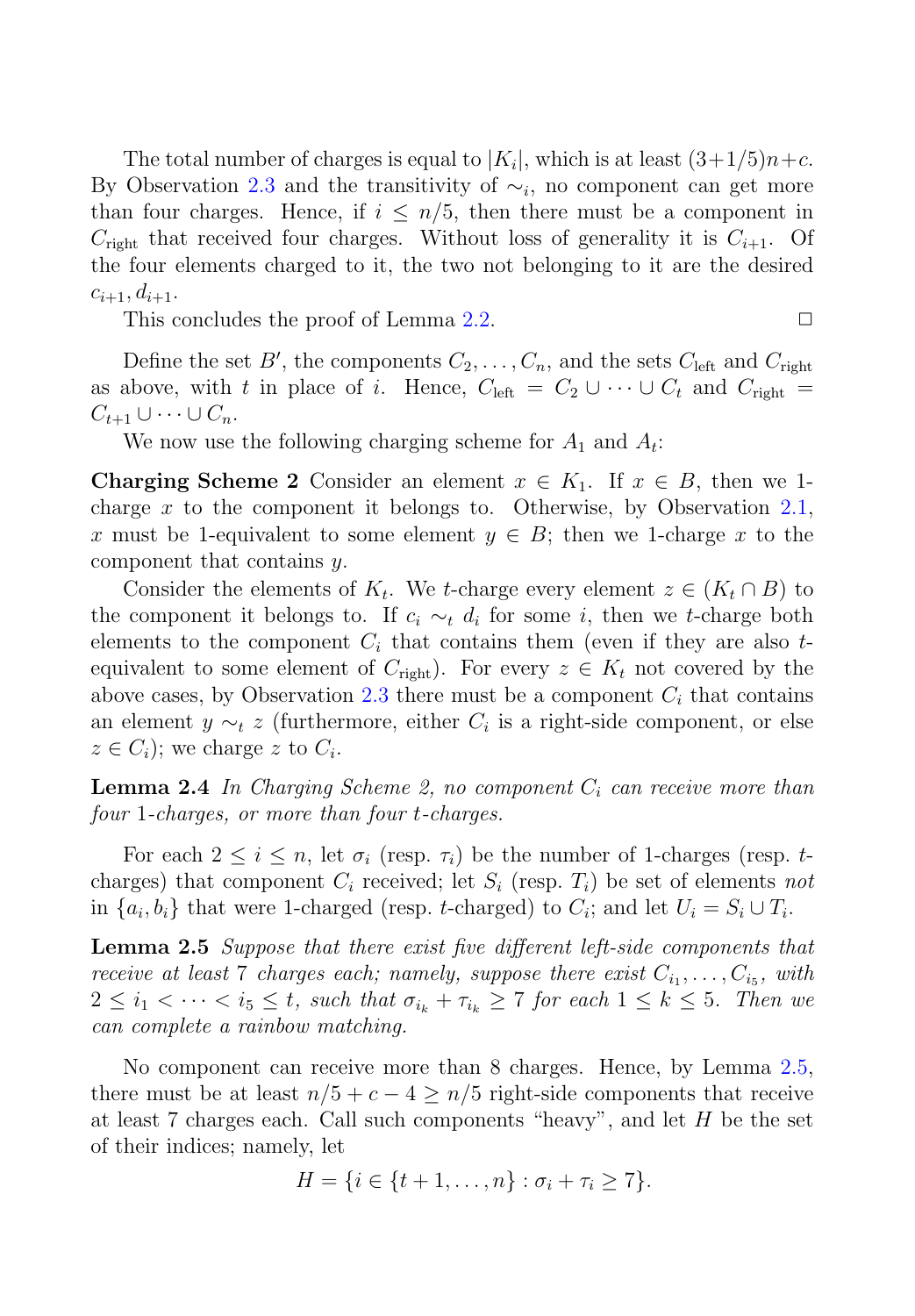The total number of charges is equal to $|K_i|$, which is at least $(3+1/5)n+c$. By Observation 2.3 and the transitivity of $\sim_i$, no component can get more than four charges. Hence, if $i \leq n/5$, then there must be a component in $C_{\text{right}}$ that received four charges. Without loss of generality it is $C_{i+1}$. Of the four elements charged to it, the two not belonging to it are the desired $c_{i+1}, d_{i+1}$.

This concludes the proof of Lemma 2.2. □

Define the set $B'$, the components $C_2, \ldots, C_n$, and the sets $C_{\text{left}}$ and $C_{\text{right}}$ as above, with $t$ in place of $i$. Hence, $C_{\text{left}} = C_2 \cup \cdots \cup C_t$ and $C_{\text{right}} = C_{t+1} \cup \cdots \cup C_n$.

We now use the following charging scheme for $A_1$ and $A_t$:

**Charging Scheme 2** Consider an element $x \in K_1$. If $x \in B$, then we 1-charge $x$ to the component it belongs to. Otherwise, by Observation 2.1, $x$ must be 1-equivalent to some element $y \in B$; then we 1-charge $x$ to the component that contains $y$.

Consider the elements of $K_t$. We $t$-charge every element $z \in (K_t \cap B)$ to the component it belongs to. If $c_i \sim_t d_i$ for some $i$, then we $t$-charge both elements to the component $C_i$ that contains them (even if they are also $t$-equivalent to some element of $C_{\text{right}}$). For every $z \in K_t$ not covered by the above cases, by Observation 2.3 there must be a component $C_i$ that contains an element $y \sim_t z$ (furthermore, either $C_i$ is a right-side component, or else $z \in C_i$); we charge $z$ to $C_i$.

**Lemma 2.4** *In Charging Scheme 2, no component $C_i$ can receive more than four 1-charges, or more than four $t$-charges.*

For each $2 \leq i \leq n$, let $\sigma_i$ (resp. $\tau_i$) be the number of 1-charges (resp. $t$-charges) that component $C_i$ received; let $S_i$ (resp. $T_i$) be set of elements *not* in $\{a_i, b_i\}$ that were 1-charged (resp. $t$-charged) to $C_i$; and let $U_i = S_i \cup T_i$.

**Lemma 2.5** *Suppose that there exist five different left-side components that receive at least 7 charges each; namely, suppose there exist $C_{i_1}, \ldots, C_{i_5}$, with $2 \leq i_1 < \cdots < i_5 \leq t$, such that $\sigma_{i_k} + \tau_{i_k} \geq 7$ for each $1 \leq k \leq 5$. Then we can complete a rainbow matching.*

No component can receive more than 8 charges. Hence, by Lemma 2.5, there must be at least $n/5 + c - 4 \geq n/5$ right-side components that receive at least 7 charges each. Call such components "heavy", and let $H$ be the set of their indices; namely, let

$$H = \{i \in \{t+1, \ldots, n\} : \sigma_i + \tau_i \geq 7\}.$$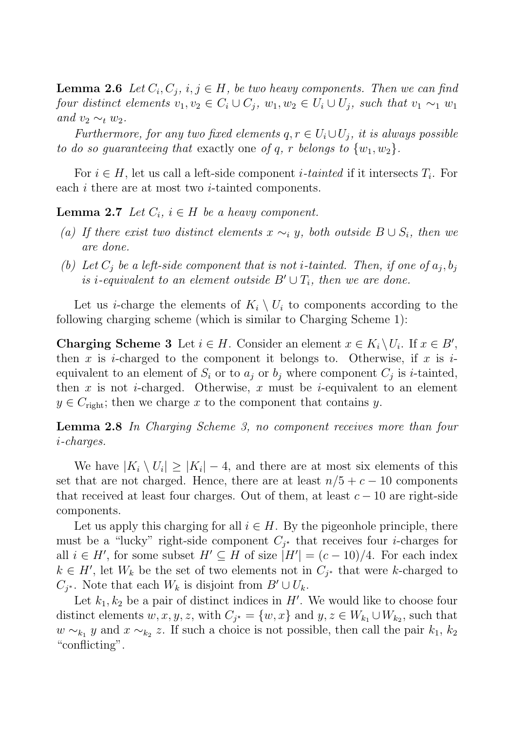**Lemma 2.6** *Let $C_i, C_j$, $i, j \in H$, be two heavy components. Then we can find four distinct elements $v_1, v_2 \in C_i \cup C_j$, $w_1, w_2 \in U_i \cup U_j$, such that $v_1 \sim_1 w_1$ and $v_2 \sim_t w_2$.*

*Furthermore, for any two fixed elements $q, r \in U_i \cup U_j$, it is always possible to do so guaranteeing that* exactly one *of $q$, $r$ belongs to $\{w_1, w_2\}$.*

For $i \in H$, let us call a left-side component *$i$-tainted* if it intersects $T_i$. For each $i$ there are at most two $i$-tainted components.

**Lemma 2.7** *Let $C_i$, $i \in H$ be a heavy component.*

*(a) If there exist two distinct elements $x \sim_i y$, both outside $B \cup S_i$, then we are done.*

*(b) Let $C_j$ be a left-side component that is not $i$-tainted. Then, if one of $a_j, b_j$ is $i$-equivalent to an element outside $B' \cup T_i$, then we are done.*

Let us $i$-charge the elements of $K_i \setminus U_i$ to components according to the following charging scheme (which is similar to Charging Scheme 1):

**Charging Scheme 3** Let $i \in H$. Consider an element $x \in K_i \setminus U_i$. If $x \in B'$, then $x$ is $i$-charged to the component it belongs to. Otherwise, if $x$ is $i$-equivalent to an element of $S_i$ or to $a_j$ or $b_j$ where component $C_j$ is $i$-tainted, then $x$ is not $i$-charged. Otherwise, $x$ must be $i$-equivalent to an element $y \in C_{\text{right}}$; then we charge $x$ to the component that contains $y$.

**Lemma 2.8** *In Charging Scheme 3, no component receives more than four $i$-charges.*

We have $|K_i \setminus U_i| \geq |K_i| - 4$, and there are at most six elements of this set that are not charged. Hence, there are at least $n/5 + c - 10$ components that received at least four charges. Out of them, at least $c - 10$ are right-side components.

Let us apply this charging for all $i \in H$. By the pigeonhole principle, there must be a "lucky" right-side component $C_{j^\star}$ that receives four $i$-charges for all $i \in H'$, for some subset $H' \subseteq H$ of size $|H'| = (c - 10)/4$. For each index $k \in H'$, let $W_k$ be the set of two elements not in $C_{j^*}$ that were $k$-charged to $C_{j^*}$. Note that each $W_k$ is disjoint from $B' \cup U_k$.

Let $k_1, k_2$ be a pair of distinct indices in $H'$. We would like to choose four distinct elements $w, x, y, z$, with $C_{j^\star} = \{w, x\}$ and $y, z \in W_{k_1} \cup W_{k_2}$, such that $w \sim_{k_1} y$ and $x \sim_{k_2} z$. If such a choice is not possible, then call the pair $k_1$, $k_2$ "conflicting".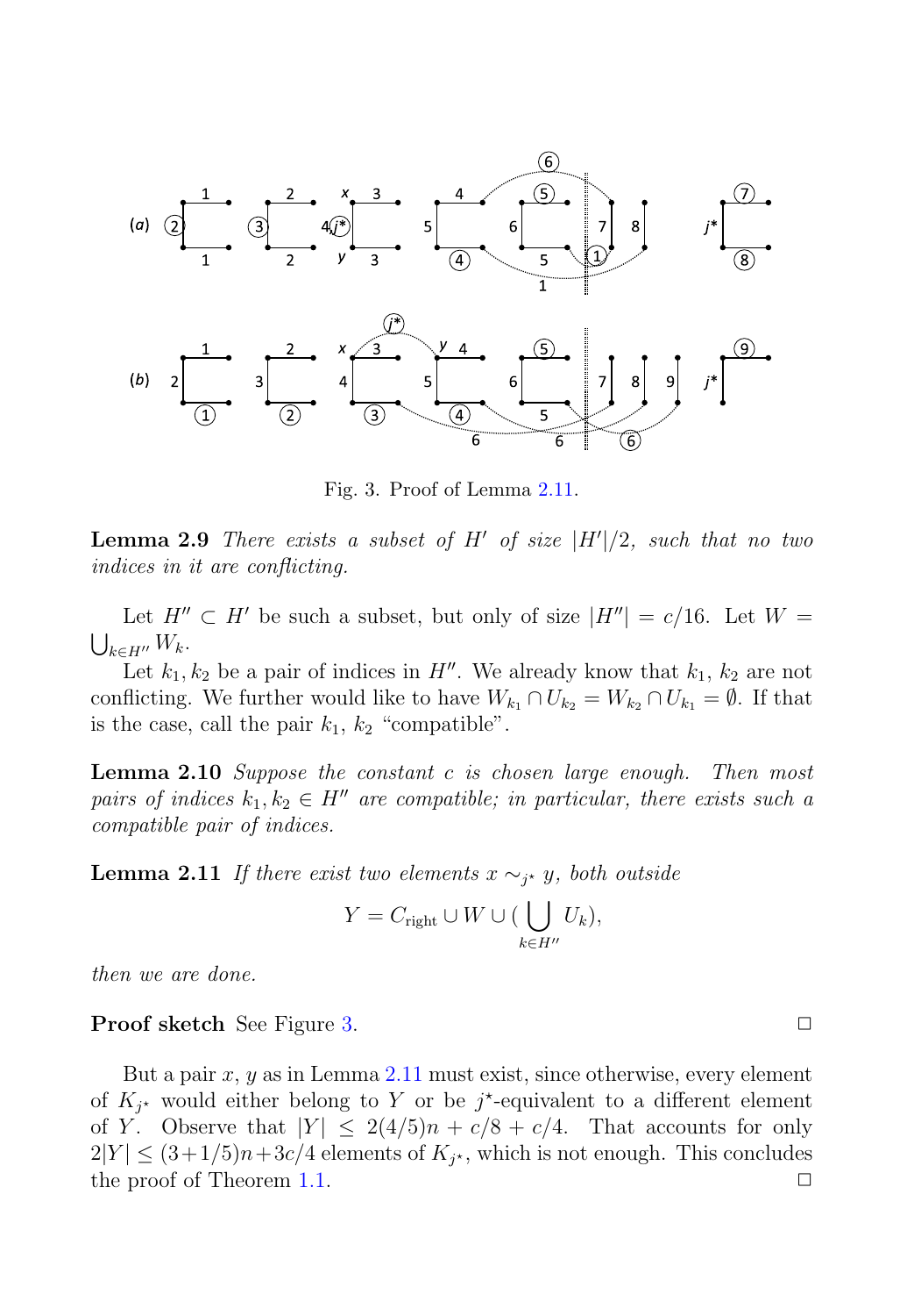(a)

1 2 x 3 4 5 6 7 8 j* 7 8

2 3 4 j* 5 6

1 2 y 3 4 5 1 1

(b)

j* x 3 y 4 5 9

1 2 2 3 4 5 6 7 8 9 j*

1 2 3 4 5 6 6 6

Fig. 3. Proof of Lemma 2.11.

**Lemma 2.9** *There exists a subset of $H'$ of size $|H'|/2$, such that no two indices in it are conflicting.*

Let $H'' \subset H'$ be such a subset, but only of size $|H''| = c/16$. Let $W = \bigcup_{k \in H''} W_k$.

Let $k_1, k_2$ be a pair of indices in $H''$. We already know that $k_1$, $k_2$ are not conflicting. We further would like to have $W_{k_1} \cap U_{k_2} = W_{k_2} \cap U_{k_1} = \emptyset$. If that is the case, call the pair $k_1$, $k_2$ "compatible".

**Lemma 2.10** *Suppose the constant $c$ is chosen large enough. Then most pairs of indices $k_1, k_2 \in H''$ are compatible; in particular, there exists such a compatible pair of indices.*

**Lemma 2.11** *If there exist two elements $x \sim_{j^\star} y$, both outside*

$$Y = C_{\text{right}} \cup W \cup \Big( \bigcup_{k \in H''} U_k \Big),$$

*then we are done.*

**Proof sketch** See Figure 3. □

But a pair $x, y$ as in Lemma 2.11 must exist, since otherwise, every element of $K_{j^\star}$ would either belong to $Y$ or be $j^\star$-equivalent to a different element of $Y$. Observe that $|Y| \le 2(4/5)n + c/8 + c/4$. That accounts for only $2|Y| \le (3+1/5)n + 3c/4$ elements of $K_{j^\star}$, which is not enough. This concludes the proof of Theorem 1.1. □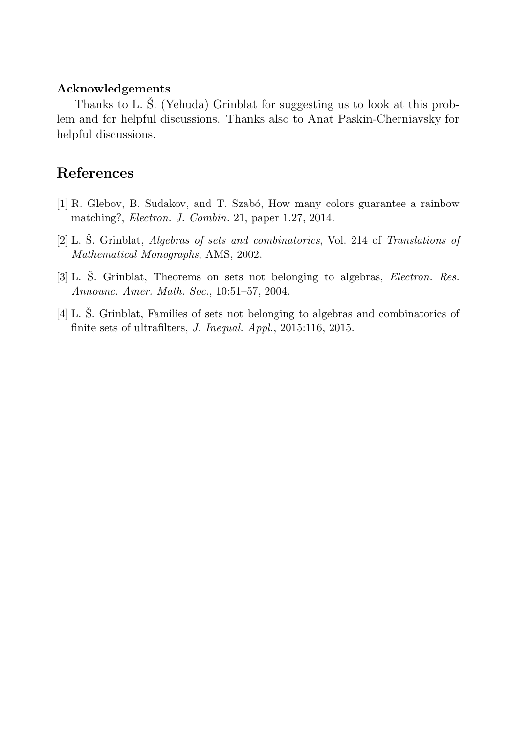**Acknowledgements**

Thanks to L. Š. (Yehuda) Grinblat for suggesting us to look at this problem and for helpful discussions. Thanks also to Anat Paskin-Cherniavsky for helpful discussions.

## References

[1] R. Glebov, B. Sudakov, and T. Szabó, How many colors guarantee a rainbow matching?, *Electron. J. Combin.* 21, paper 1.27, 2014.

[2] L. Š. Grinblat, *Algebras of sets and combinatorics*, Vol. 214 of *Translations of Mathematical Monographs*, AMS, 2002.

[3] L. Š. Grinblat, Theorems on sets not belonging to algebras, *Electron. Res. Announc. Amer. Math. Soc.*, 10:51–57, 2004.

[4] L. Š. Grinblat, Families of sets not belonging to algebras and combinatorics of finite sets of ultrafilters, *J. Inequal. Appl.*, 2015:116, 2015.